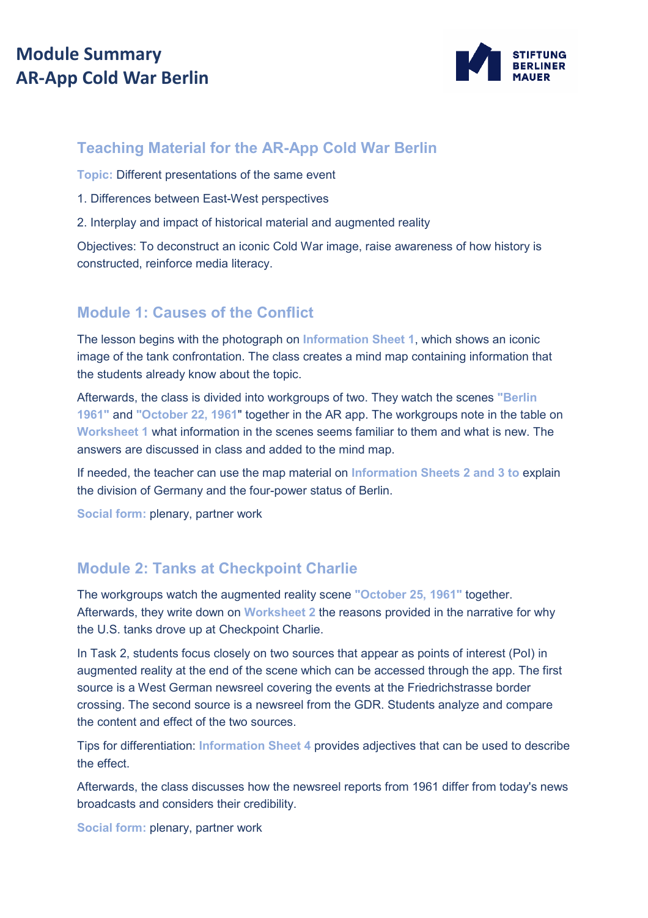# Module Summary
# AR-App Cold War Berlin

STIFTUNG BERLINER MAUER

## Teaching Material for the AR-App Cold War Berlin

**Topic:** Different presentations of the same event

1. Differences between East-West perspectives
2. Interplay and impact of historical material and augmented reality

Objectives: To deconstruct an iconic Cold War image, raise awareness of how history is constructed, reinforce media literacy.

## Module 1: Causes of the Conflict

The lesson begins with the photograph on **Information Sheet 1**, which shows an iconic image of the tank confrontation. The class creates a mind map containing information that the students already know about the topic.

Afterwards, the class is divided into workgroups of two. They watch the scenes **"Berlin 1961"** and **"October 22, 1961"** together in the AR app. The workgroups note in the table on **Worksheet 1** what information in the scenes seems familiar to them and what is new. The answers are discussed in class and added to the mind map.

If needed, the teacher can use the map material on **Information Sheets 2 and 3 to** explain the division of Germany and the four-power status of Berlin.

**Social form:** plenary, partner work

## Module 2: Tanks at Checkpoint Charlie

The workgroups watch the augmented reality scene **"October 25, 1961"** together. Afterwards, they write down on **Worksheet 2** the reasons provided in the narrative for why the U.S. tanks drove up at Checkpoint Charlie.

In Task 2, students focus closely on two sources that appear as points of interest (PoI) in augmented reality at the end of the scene which can be accessed through the app. The first source is a West German newsreel covering the events at the Friedrichstrasse border crossing. The second source is a newsreel from the GDR. Students analyze and compare the content and effect of the two sources.

Tips for differentiation: **Information Sheet 4** provides adjectives that can be used to describe the effect.

Afterwards, the class discusses how the newsreel reports from 1961 differ from today's news broadcasts and considers their credibility.

**Social form:** plenary, partner work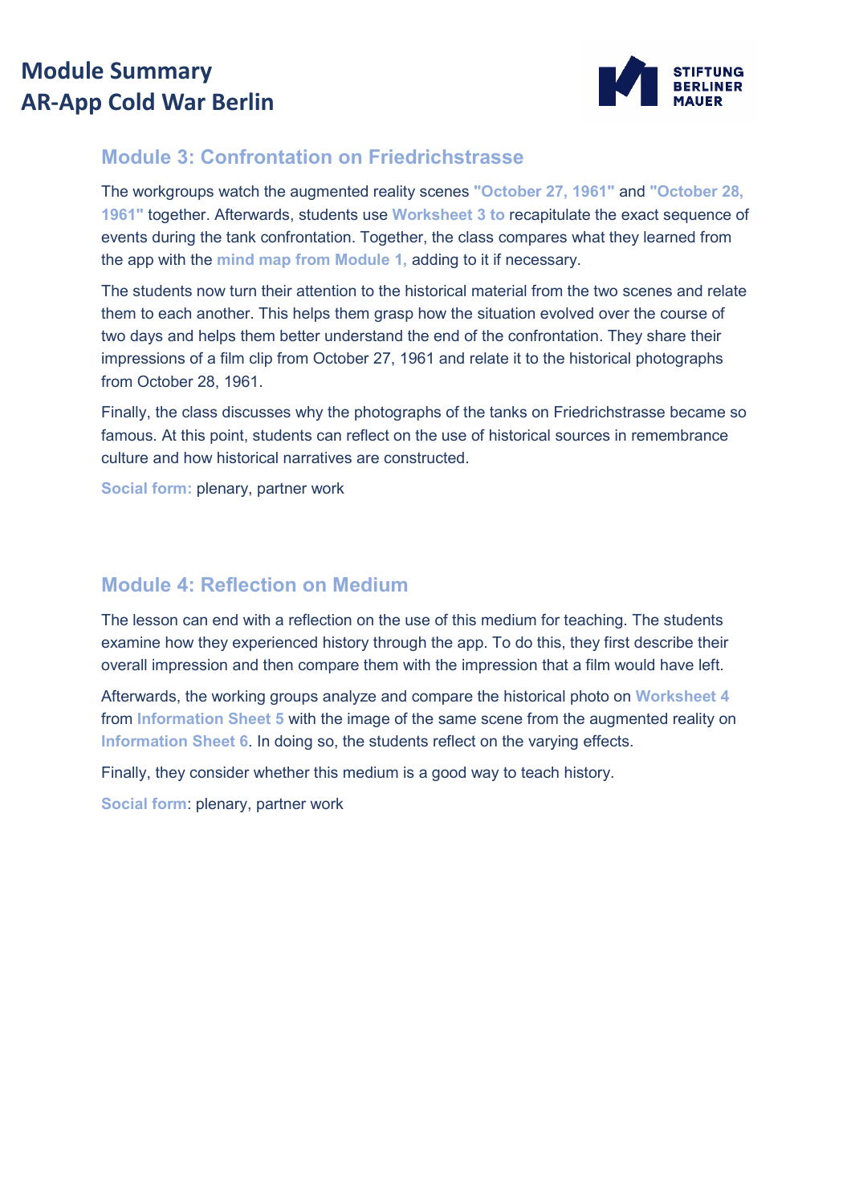# Module Summary
# AR-App Cold War Berlin

STIFTUNG BERLINER MAUER

## Module 3: Confrontation on Friedrichstrasse

The workgroups watch the augmented reality scenes **"October 27, 1961"** and **"October 28, 1961"** together. Afterwards, students use **Worksheet 3 to** recapitulate the exact sequence of events during the tank confrontation. Together, the class compares what they learned from the app with the **mind map from Module 1,** adding to it if necessary.

The students now turn their attention to the historical material from the two scenes and relate them to each another. This helps them grasp how the situation evolved over the course of two days and helps them better understand the end of the confrontation. They share their impressions of a film clip from October 27, 1961 and relate it to the historical photographs from October 28, 1961.

Finally, the class discusses why the photographs of the tanks on Friedrichstrasse became so famous. At this point, students can reflect on the use of historical sources in remembrance culture and how historical narratives are constructed.

**Social form:** plenary, partner work

## Module 4: Reflection on Medium

The lesson can end with a reflection on the use of this medium for teaching. The students examine how they experienced history through the app. To do this, they first describe their overall impression and then compare them with the impression that a film would have left.

Afterwards, the working groups analyze and compare the historical photo on **Worksheet 4** from **Information Sheet 5** with the image of the same scene from the augmented reality on **Information Sheet 6**. In doing so, the students reflect on the varying effects.

Finally, they consider whether this medium is a good way to teach history.

**Social form**: plenary, partner work